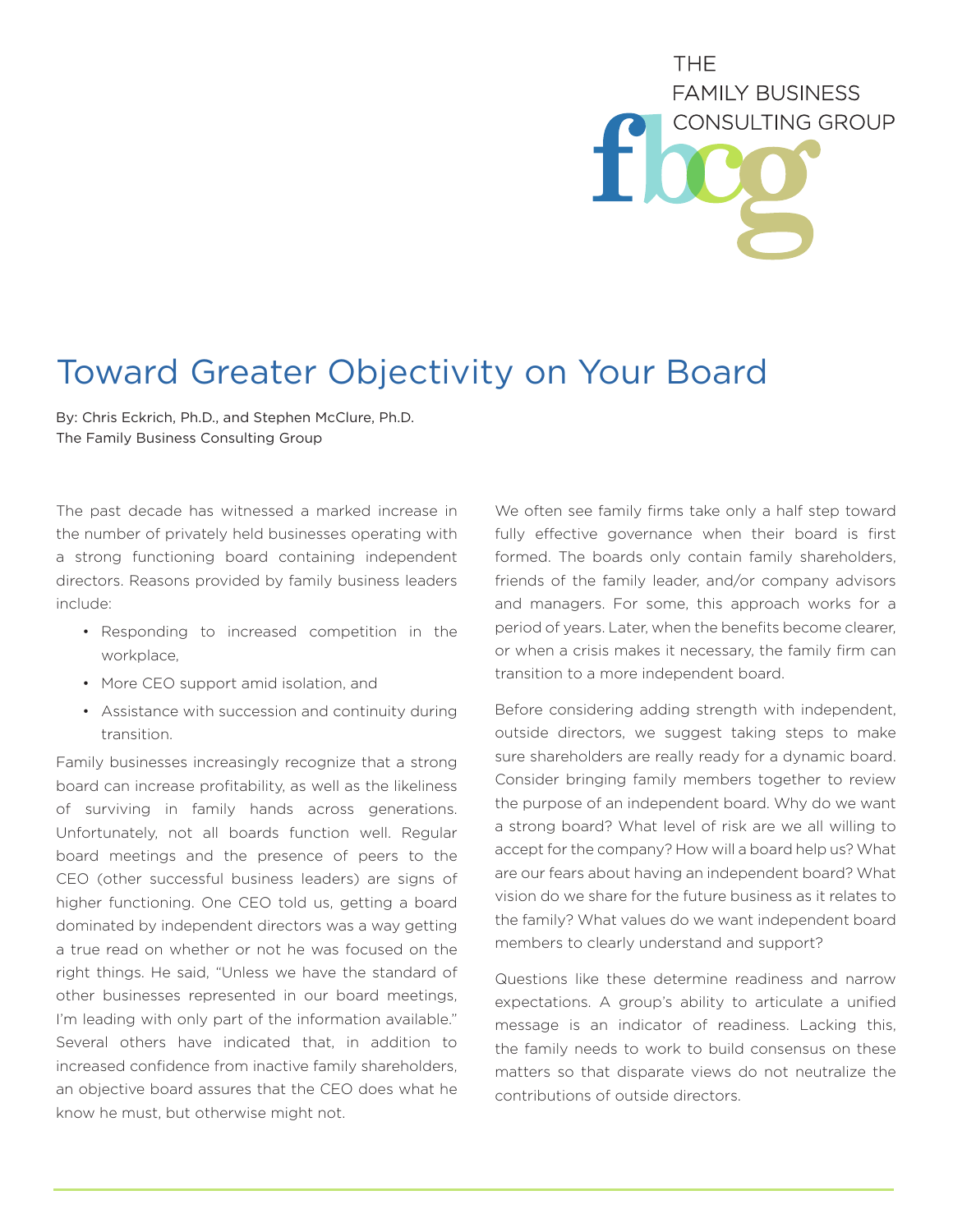THE FAMILY BUSINESS CONSULTING GROUP

# Toward Greater Objectivity on Your Board

By: Chris Eckrich, Ph.D., and Stephen McClure, Ph.D.
The Family Business Consulting Group

The past decade has witnessed a marked increase in the number of privately held businesses operating with a strong functioning board containing independent directors. Reasons provided by family business leaders include:

- Responding to increased competition in the workplace,
- More CEO support amid isolation, and
- Assistance with succession and continuity during transition.

Family businesses increasingly recognize that a strong board can increase profitability, as well as the likeliness of surviving in family hands across generations. Unfortunately, not all boards function well. Regular board meetings and the presence of peers to the CEO (other successful business leaders) are signs of higher functioning. One CEO told us, getting a board dominated by independent directors was a way getting a true read on whether or not he was focused on the right things. He said, "Unless we have the standard of other businesses represented in our board meetings, I'm leading with only part of the information available." Several others have indicated that, in addition to increased confidence from inactive family shareholders, an objective board assures that the CEO does what he know he must, but otherwise might not.

We often see family firms take only a half step toward fully effective governance when their board is first formed. The boards only contain family shareholders, friends of the family leader, and/or company advisors and managers. For some, this approach works for a period of years. Later, when the benefits become clearer, or when a crisis makes it necessary, the family firm can transition to a more independent board.

Before considering adding strength with independent, outside directors, we suggest taking steps to make sure shareholders are really ready for a dynamic board. Consider bringing family members together to review the purpose of an independent board. Why do we want a strong board? What level of risk are we all willing to accept for the company? How will a board help us? What are our fears about having an independent board? What vision do we share for the future business as it relates to the family? What values do we want independent board members to clearly understand and support?

Questions like these determine readiness and narrow expectations. A group's ability to articulate a unified message is an indicator of readiness. Lacking this, the family needs to work to build consensus on these matters so that disparate views do not neutralize the contributions of outside directors.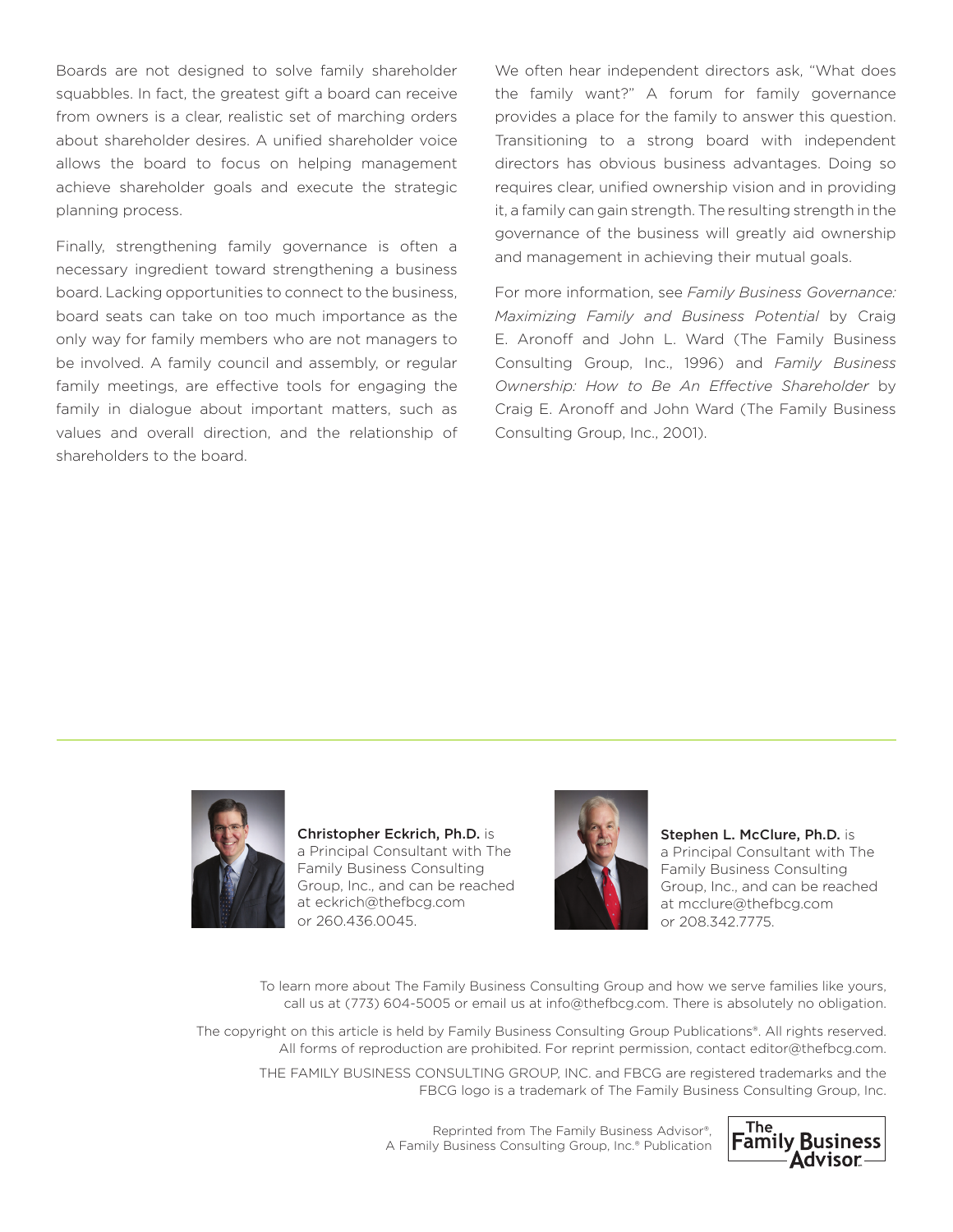Boards are not designed to solve family shareholder squabbles. In fact, the greatest gift a board can receive from owners is a clear, realistic set of marching orders about shareholder desires. A unified shareholder voice allows the board to focus on helping management achieve shareholder goals and execute the strategic planning process.

Finally, strengthening family governance is often a necessary ingredient toward strengthening a business board. Lacking opportunities to connect to the business, board seats can take on too much importance as the only way for family members who are not managers to be involved. A family council and assembly, or regular family meetings, are effective tools for engaging the family in dialogue about important matters, such as values and overall direction, and the relationship of shareholders to the board.

We often hear independent directors ask, "What does the family want?" A forum for family governance provides a place for the family to answer this question. Transitioning to a strong board with independent directors has obvious business advantages. Doing so requires clear, unified ownership vision and in providing it, a family can gain strength. The resulting strength in the governance of the business will greatly aid ownership and management in achieving their mutual goals.

For more information, see *Family Business Governance: Maximizing Family and Business Potential* by Craig E. Aronoff and John L. Ward (The Family Business Consulting Group, Inc., 1996) and *Family Business Ownership: How to Be An Effective Shareholder* by Craig E. Aronoff and John Ward (The Family Business Consulting Group, Inc., 2001).

**Christopher Eckrich, Ph.D.** is a Principal Consultant with The Family Business Consulting Group, Inc., and can be reached at eckrich@thefbcg.com or 260.436.0045.

**Stephen L. McClure, Ph.D.** is a Principal Consultant with The Family Business Consulting Group, Inc., and can be reached at mcclure@thefbcg.com or 208.342.7775.

To learn more about The Family Business Consulting Group and how we serve families like yours, call us at (773) 604-5005 or email us at info@thefbcg.com. There is absolutely no obligation.

The copyright on this article is held by Family Business Consulting Group Publications®. All rights reserved. All forms of reproduction are prohibited. For reprint permission, contact editor@thefbcg.com.

THE FAMILY BUSINESS CONSULTING GROUP, INC. and FBCG are registered trademarks and the FBCG logo is a trademark of The Family Business Consulting Group, Inc.

Reprinted from The Family Business Advisor®, A Family Business Consulting Group, Inc.® Publication

The Family Business Advisor